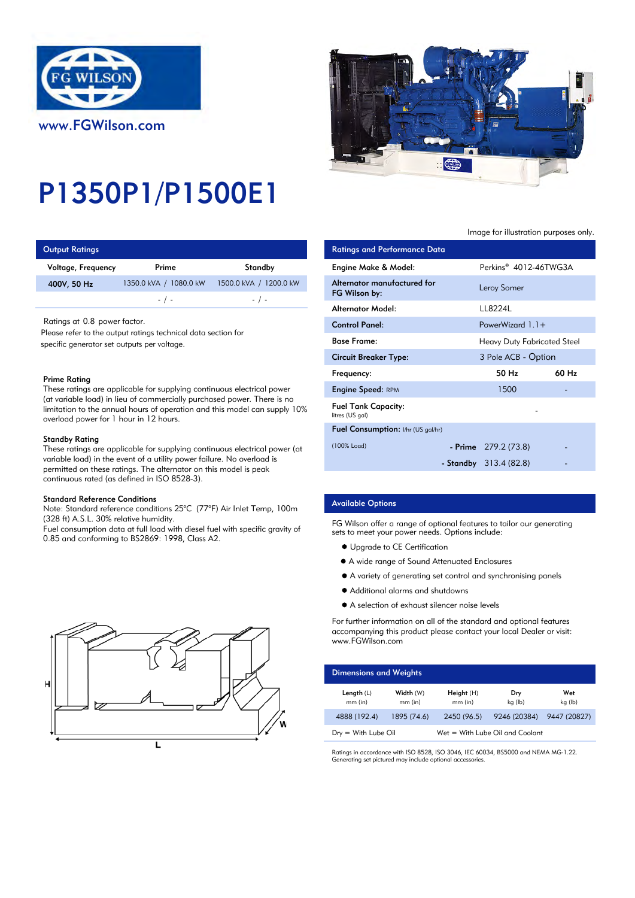www.FGWilson.com

# P1350P1/P1500E1

Image for illustration purposes only.

## Output Ratings

| Voltage, Frequency | Prime | Standby |
|---|---|---|
| 400V, 50 Hz | 1350.0 kVA / 1080.0 kW | 1500.0 kVA / 1200.0 kW |
| | - / - | - / - |

Ratings at 0.8 power factor.
Please refer to the output ratings technical data section for specific generator set outputs per voltage.

### Prime Rating

These ratings are applicable for supplying continuous electrical power (at variable load) in lieu of commercially purchased power. There is no limitation to the annual hours of operation and this model can supply 10% overload power for 1 hour in 12 hours.

### Standby Rating

These ratings are applicable for supplying continuous electrical power (at variable load) in the event of a utility power failure. No overload is permitted on these ratings. The alternator on this model is peak continuous rated (as defined in ISO 8528-3).

### Standard Reference Conditions

Note: Standard reference conditions 25°C (77°F) Air Inlet Temp, 100m (328 ft) A.S.L. 30% relative humidity.
Fuel consumption data at full load with diesel fuel with specific gravity of 0.85 and conforming to BS2869: 1998, Class A2.

## Ratings and Performance Data

| | | |
|---|---|---|
| Engine Make & Model: | Perkins® 4012-46TWG3A | |
| Alternator manufactured for FG Wilson by: | Leroy Somer | |
| Alternator Model: | LL8224L | |
| Control Panel: | PowerWizard 1.1+ | |
| Base Frame: | Heavy Duty Fabricated Steel | |
| Circuit Breaker Type: | 3 Pole ACB - Option | |
| Frequency: | 50 Hz | 60 Hz |
| Engine Speed: RPM | 1500 | - |
| Fuel Tank Capacity: litres (US gal) | - | |
| Fuel Consumption: l/hr (US gal/hr) | | |
| (100% Load) - Prime | 279.2 (73.8) | - |
| - Standby | 313.4 (82.8) | - |

## Available Options

FG Wilson offer a range of optional features to tailor our generating sets to meet your power needs. Options include:

- Upgrade to CE Certification
- A wide range of Sound Attenuated Enclosures
- A variety of generating set control and synchronising panels
- Additional alarms and shutdowns
- A selection of exhaust silencer noise levels

For further information on all of the standard and optional features accompanying this product please contact your local Dealer or visit: www.FGWilson.com

## Dimensions and Weights

| Length (L) mm (in) | Width (W) mm (in) | Height (H) mm (in) | Dry kg (lb) | Wet kg (lb) |
|---|---|---|---|---|
| 4888 (192.4) | 1895 (74.6) | 2450 (96.5) | 9246 (20384) | 9447 (20827) |

Dry = With Lube Oil    Wet = With Lube Oil and Coolant

Ratings in accordance with ISO 8528, ISO 3046, IEC 60034, BS5000 and NEMA MG-1.22.
Generating set pictured may include optional accessories.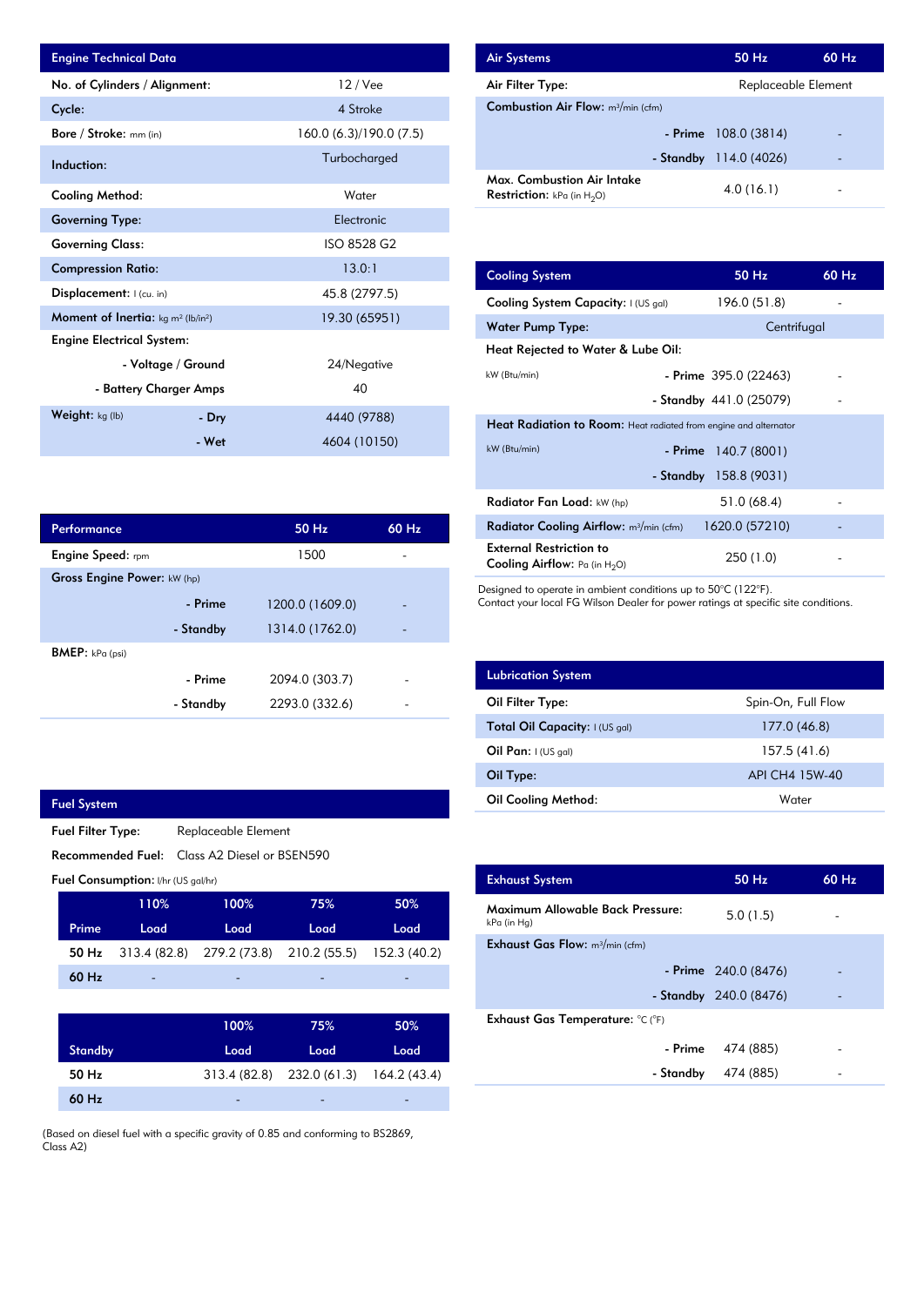## Engine Technical Data

| Engine Technical Data | | |
|---|---|---|
| No. of Cylinders / Alignment: | | 12 / Vee |
| Cycle: | | 4 Stroke |
| Bore / Stroke: mm (in) | | 160.0 (6.3)/190.0 (7.5) |
| Induction: | | Turbocharged |
| Cooling Method: | | Water |
| Governing Type: | | Electronic |
| Governing Class: | | ISO 8528 G2 |
| Compression Ratio: | | 13.0:1 |
| Displacement: l (cu. in) | | 45.8 (2797.5) |
| Moment of Inertia: kg m² (lb/in²) | | 19.30 (65951) |
| Engine Electrical System: | | |
| | - Voltage / Ground | 24/Negative |
| | - Battery Charger Amps | 40 |
| Weight: kg (lb) | - Dry | 4440 (9788) |
| | - Wet | 4604 (10150) |

## Performance

| Performance | | 50 Hz | 60 Hz |
|---|---|---|---|
| Engine Speed: rpm | | 1500 | - |
| Gross Engine Power: kW (hp) | | | |
| | - Prime | 1200.0 (1609.0) | - |
| | - Standby | 1314.0 (1762.0) | - |
| BMEP: kPa (psi) | | | |
| | - Prime | 2094.0 (303.7) | - |
| | - Standby | 2293.0 (332.6) | - |

## Fuel System

Fuel Filter Type: Replaceable Element

Recommended Fuel: Class A2 Diesel or BSEN590

Fuel Consumption: l/hr (US gal/hr)

| Prime | 110% Load | 100% Load | 75% Load | 50% Load |
|---|---|---|---|---|
| 50 Hz | 313.4 (82.8) | 279.2 (73.8) | 210.2 (55.5) | 152.3 (40.2) |
| 60 Hz | - | - | - | - |

| Standby | | 100% Load | 75% Load | 50% Load |
|---|---|---|---|---|
| 50 Hz | | 313.4 (82.8) | 232.0 (61.3) | 164.2 (43.4) |
| 60 Hz | | - | - | - |

(Based on diesel fuel with a specific gravity of 0.85 and conforming to BS2869, Class A2)

## Air Systems

| Air Systems | | 50 Hz | 60 Hz |
|---|---|---|---|
| Air Filter Type: | | Replaceable Element | |
| Combustion Air Flow: m³/min (cfm) | | | |
| | - Prime | 108.0 (3814) | - |
| | - Standby | 114.0 (4026) | - |
| Max. Combustion Air Intake Restriction: kPa (in $H_2O$) | | 4.0 (16.1) | - |

## Cooling System

| Cooling System | | 50 Hz | 60 Hz |
|---|---|---|---|
| Cooling System Capacity: l (US gal) | | 196.0 (51.8) | - |
| Water Pump Type: | | Centrifugal | |
| Heat Rejected to Water & Lube Oil: | | | |
| kW (Btu/min) | - Prime | 395.0 (22463) | - |
| | - Standby | 441.0 (25079) | - |
| Heat Radiation to Room: Heat radiated from engine and alternator | | | |
| kW (Btu/min) | - Prime | 140.7 (8001) | |
| | - Standby | 158.8 (9031) | |
| Radiator Fan Load: kW (hp) | | 51.0 (68.4) | - |
| Radiator Cooling Airflow: m³/min (cfm) | | 1620.0 (57210) | - |
| External Restriction to Cooling Airflow: Pa (in $H_2O$) | | 250 (1.0) | - |

Designed to operate in ambient conditions up to 50°C (122°F).
Contact your local FG Wilson Dealer for power ratings at specific site conditions.

## Lubrication System

| Lubrication System | |
|---|---|
| Oil Filter Type: | Spin-On, Full Flow |
| Total Oil Capacity: l (US gal) | 177.0 (46.8) |
| Oil Pan: l (US gal) | 157.5 (41.6) |
| Oil Type: | API CH4 15W-40 |
| Oil Cooling Method: | Water |

## Exhaust System

| Exhaust System | | 50 Hz | 60 Hz |
|---|---|---|---|
| Maximum Allowable Back Pressure: kPa (in Hg) | | 5.0 (1.5) | - |
| Exhaust Gas Flow: m³/min (cfm) | | | |
| | - Prime | 240.0 (8476) | - |
| | - Standby | 240.0 (8476) | - |
| Exhaust Gas Temperature: °C (°F) | | | |
| | - Prime | 474 (885) | - |
| | - Standby | 474 (885) | - |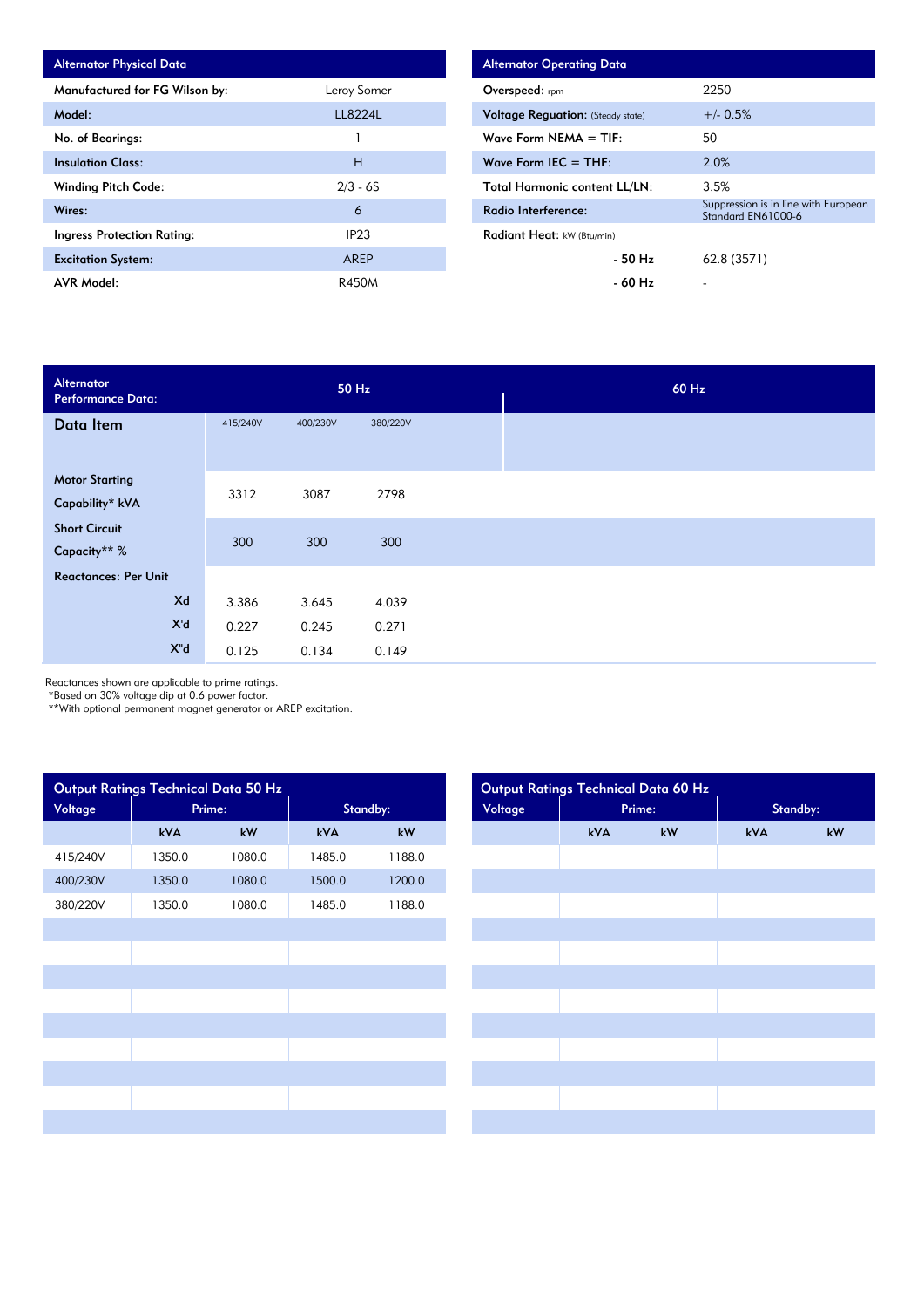| Alternator Physical Data | |
|---|---|
| Manufactured for FG Wilson by: | Leroy Somer |
| Model: | LL8224L |
| No. of Bearings: | 1 |
| Insulation Class: | H |
| Winding Pitch Code: | 2/3 - 6S |
| Wires: | 6 |
| Ingress Protection Rating: | IP23 |
| Excitation System: | AREP |
| AVR Model: | R450M |

| Alternator Operating Data | |
|---|---|
| Overspeed: rpm | 2250 |
| Voltage Reguation: (Steady state) | +/- 0.5% |
| Wave Form NEMA = TIF: | 50 |
| Wave Form IEC = THF: | 2.0% |
| Total Harmonic content LL/LN: | 3.5% |
| Radio Interference: | Suppression is in line with European Standard EN61000-6 |
| Radiant Heat: kW (Btu/min) | |
| - 50 Hz | 62.8 (3571) |
| - 60 Hz | - |

| Alternator Performance Data: | 50 Hz | | | 60 Hz |
|---|---|---|---|---|
| Data Item | 415/240V | 400/230V | 380/220V | |
| Motor Starting Capability* kVA | 3312 | 3087 | 2798 | |
| Short Circuit Capacity** % | 300 | 300 | 300 | |
| Reactances: Per Unit | | | | |
| Xd | 3.386 | 3.645 | 4.039 | |
| X'd | 0.227 | 0.245 | 0.271 | |
| X"d | 0.125 | 0.134 | 0.149 | |

Reactances shown are applicable to prime ratings.
*Based on 30% voltage dip at 0.6 power factor.
**With optional permanent magnet generator or AREP excitation.

| Output Ratings Technical Data 50 Hz | | | | |
|---|---|---|---|---|
| Voltage | Prime: | | Standby: | |
| | kVA | kW | kVA | kW |
| 415/240V | 1350.0 | 1080.0 | 1485.0 | 1188.0 |
| 400/230V | 1350.0 | 1080.0 | 1500.0 | 1200.0 |
| 380/220V | 1350.0 | 1080.0 | 1485.0 | 1188.0 |

| Output Ratings Technical Data 60 Hz | | | | |
|---|---|---|---|---|
| Voltage | Prime: | | Standby: | |
| | kVA | kW | kVA | kW |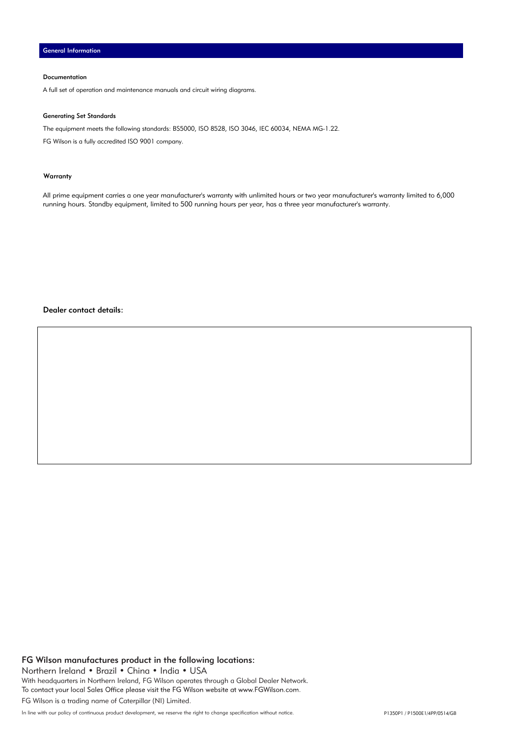## General Information

### Documentation

A full set of operation and maintenance manuals and circuit wiring diagrams.

### Generating Set Standards

The equipment meets the following standards: BS5000, ISO 8528, ISO 3046, IEC 60034, NEMA MG-1.22.

FG Wilson is a fully accredited ISO 9001 company.

### Warranty

All prime equipment carries a one year manufacturer's warranty with unlimited hours or two year manufacturer's warranty limited to 6,000 running hours. Standby equipment, limited to 500 running hours per year, has a three year manufacturer's warranty.

**Dealer contact details:**

**FG Wilson manufactures product in the following locations:**

Northern Ireland • Brazil • China • India • USA

With headquarters in Northern Ireland, FG Wilson operates through a Global Dealer Network.
To contact your local Sales Office please visit the FG Wilson website at www.FGWilson.com.

FG Wilson is a trading name of Caterpillar (NI) Limited.

In line with our policy of continuous product development, we reserve the right to change specification without notice.

P1350P1 / P1500E1/4PP/0514/GB